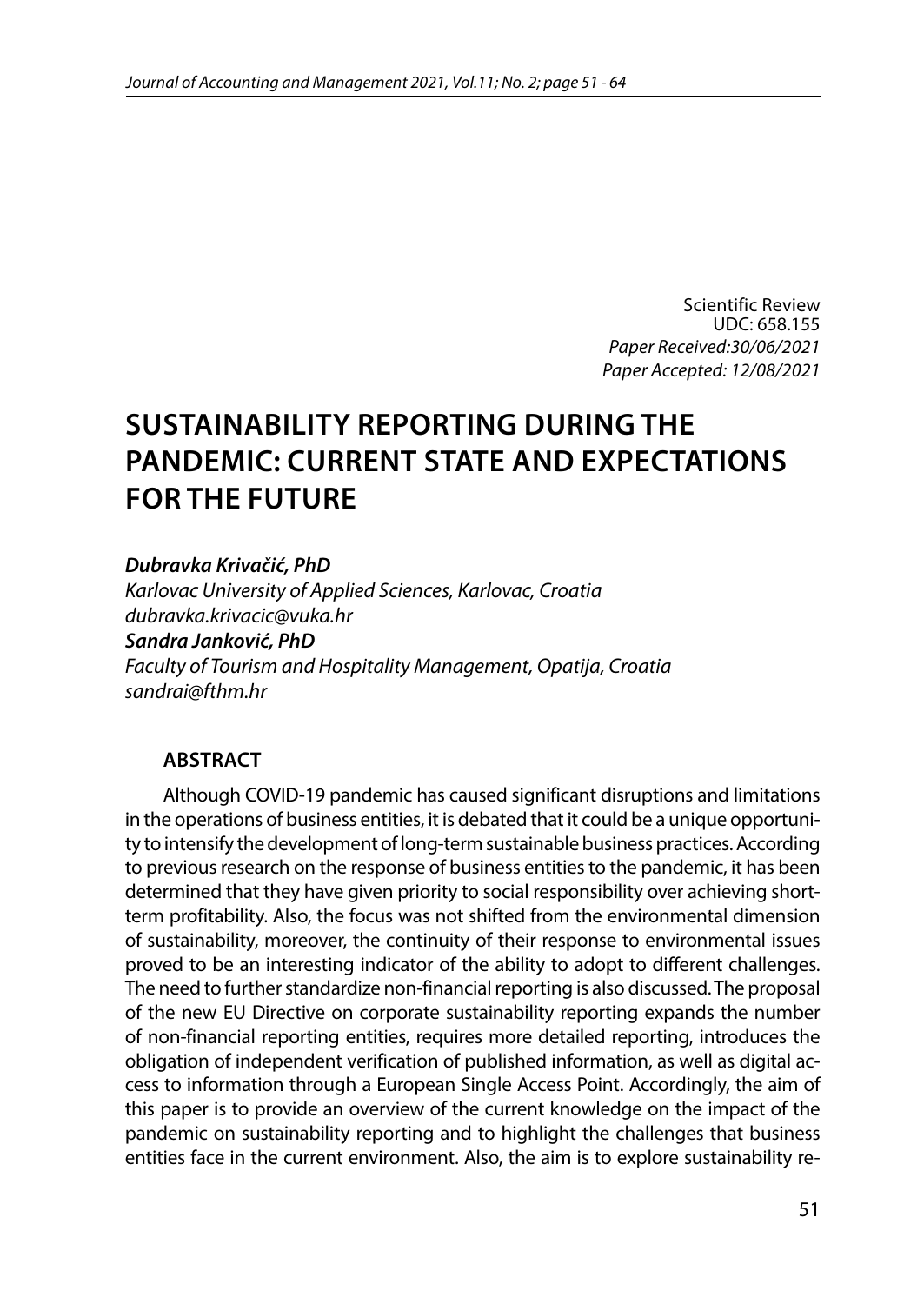Scientific Review
UDC: 658.155
*Paper Received:30/06/2021*
*Paper Accepted: 12/08/2021*

# SUSTAINABILITY REPORTING DURING THE PANDEMIC: CURRENT STATE AND EXPECTATIONS FOR THE FUTURE

***Dubravka Krivačić, PhD***
*Karlovac University of Applied Sciences, Karlovac, Croatia*
*dubravka.krivacic@vuka.hr*
***Sandra Janković, PhD***
*Faculty of Tourism and Hospitality Management, Opatija, Croatia*
*sandrai@fthm.hr*

## ABSTRACT

Although COVID-19 pandemic has caused significant disruptions and limitations in the operations of business entities, it is debated that it could be a unique opportunity to intensify the development of long-term sustainable business practices. According to previous research on the response of business entities to the pandemic, it has been determined that they have given priority to social responsibility over achieving short-term profitability. Also, the focus was not shifted from the environmental dimension of sustainability, moreover, the continuity of their response to environmental issues proved to be an interesting indicator of the ability to adopt to different challenges. The need to further standardize non-financial reporting is also discussed. The proposal of the new EU Directive on corporate sustainability reporting expands the number of non-financial reporting entities, requires more detailed reporting, introduces the obligation of independent verification of published information, as well as digital access to information through a European Single Access Point. Accordingly, the aim of this paper is to provide an overview of the current knowledge on the impact of the pandemic on sustainability reporting and to highlight the challenges that business entities face in the current environment. Also, the aim is to explore sustainability re-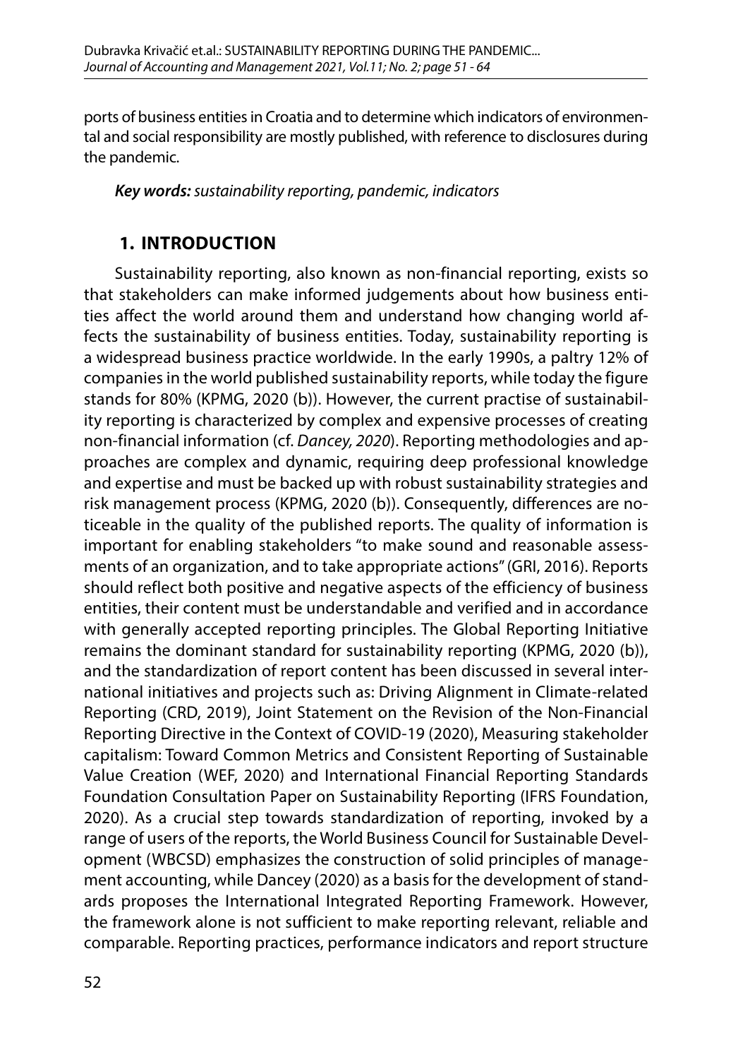ports of business entities in Croatia and to determine which indicators of environmental and social responsibility are mostly published, with reference to disclosures during the pandemic.

***Key words:** sustainability reporting, pandemic, indicators*

## 1. INTRODUCTION

Sustainability reporting, also known as non-financial reporting, exists so that stakeholders can make informed judgements about how business entities affect the world around them and understand how changing world affects the sustainability of business entities. Today, sustainability reporting is a widespread business practice worldwide. In the early 1990s, a paltry 12% of companies in the world published sustainability reports, while today the figure stands for 80% (KPMG, 2020 (b)). However, the current practise of sustainability reporting is characterized by complex and expensive processes of creating non-financial information (cf. *Dancey, 2020*). Reporting methodologies and approaches are complex and dynamic, requiring deep professional knowledge and expertise and must be backed up with robust sustainability strategies and risk management process (KPMG, 2020 (b)). Consequently, differences are noticeable in the quality of the published reports. The quality of information is important for enabling stakeholders "to make sound and reasonable assessments of an organization, and to take appropriate actions" (GRI, 2016). Reports should reflect both positive and negative aspects of the efficiency of business entities, their content must be understandable and verified and in accordance with generally accepted reporting principles. The Global Reporting Initiative remains the dominant standard for sustainability reporting (KPMG, 2020 (b)), and the standardization of report content has been discussed in several international initiatives and projects such as: Driving Alignment in Climate-related Reporting (CRD, 2019), Joint Statement on the Revision of the Non-Financial Reporting Directive in the Context of COVID-19 (2020), Measuring stakeholder capitalism: Toward Common Metrics and Consistent Reporting of Sustainable Value Creation (WEF, 2020) and International Financial Reporting Standards Foundation Consultation Paper on Sustainability Reporting (IFRS Foundation, 2020). As a crucial step towards standardization of reporting, invoked by a range of users of the reports, the World Business Council for Sustainable Development (WBCSD) emphasizes the construction of solid principles of management accounting, while Dancey (2020) as a basis for the development of standards proposes the International Integrated Reporting Framework. However, the framework alone is not sufficient to make reporting relevant, reliable and comparable. Reporting practices, performance indicators and report structure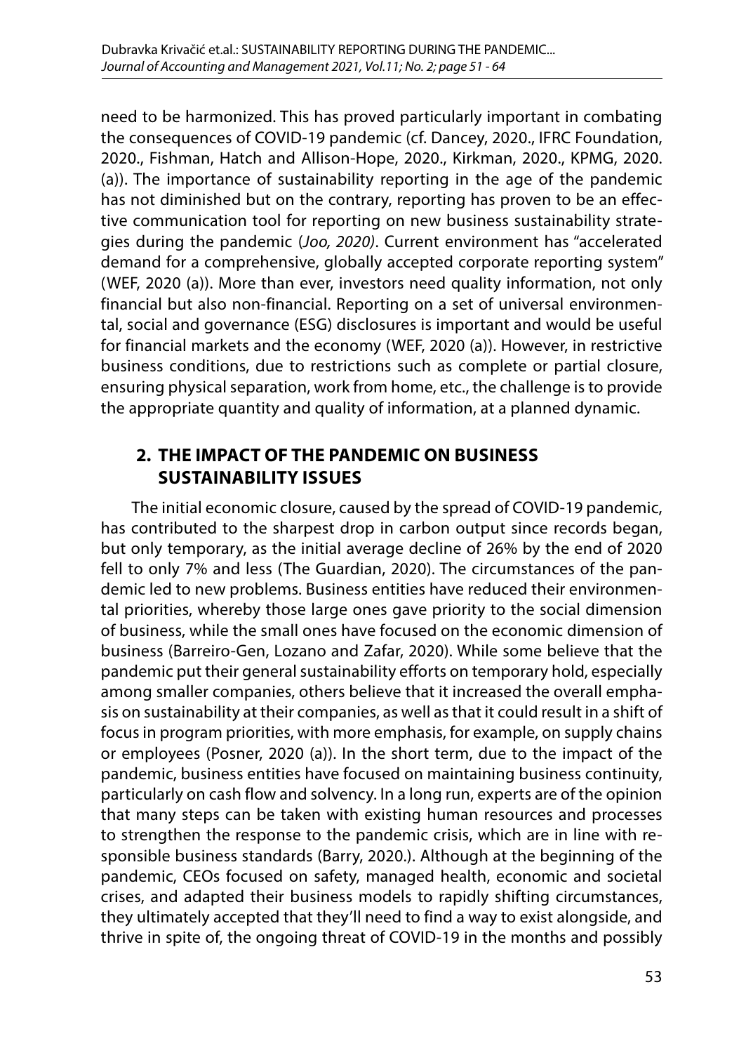need to be harmonized. This has proved particularly important in combating the consequences of COVID-19 pandemic (cf. Dancey, 2020., IFRC Foundation, 2020., Fishman, Hatch and Allison-Hope, 2020., Kirkman, 2020., KPMG, 2020. (a)). The importance of sustainability reporting in the age of the pandemic has not diminished but on the contrary, reporting has proven to be an effective communication tool for reporting on new business sustainability strategies during the pandemic (*Joo, 2020)*. Current environment has "accelerated demand for a comprehensive, globally accepted corporate reporting system" (WEF, 2020 (a)). More than ever, investors need quality information, not only financial but also non-financial. Reporting on a set of universal environmental, social and governance (ESG) disclosures is important and would be useful for financial markets and the economy (WEF, 2020 (a)). However, in restrictive business conditions, due to restrictions such as complete or partial closure, ensuring physical separation, work from home, etc., the challenge is to provide the appropriate quantity and quality of information, at a planned dynamic.

## 2. THE IMPACT OF THE PANDEMIC ON BUSINESS SUSTAINABILITY ISSUES

The initial economic closure, caused by the spread of COVID-19 pandemic, has contributed to the sharpest drop in carbon output since records began, but only temporary, as the initial average decline of 26% by the end of 2020 fell to only 7% and less (The Guardian, 2020). The circumstances of the pandemic led to new problems. Business entities have reduced their environmental priorities, whereby those large ones gave priority to the social dimension of business, while the small ones have focused on the economic dimension of business (Barreiro-Gen, Lozano and Zafar, 2020). While some believe that the pandemic put their general sustainability efforts on temporary hold, especially among smaller companies, others believe that it increased the overall emphasis on sustainability at their companies, as well as that it could result in a shift of focus in program priorities, with more emphasis, for example, on supply chains or employees (Posner, 2020 (a)). In the short term, due to the impact of the pandemic, business entities have focused on maintaining business continuity, particularly on cash flow and solvency. In a long run, experts are of the opinion that many steps can be taken with existing human resources and processes to strengthen the response to the pandemic crisis, which are in line with responsible business standards (Barry, 2020.). Although at the beginning of the pandemic, CEOs focused on safety, managed health, economic and societal crises, and adapted their business models to rapidly shifting circumstances, they ultimately accepted that they'll need to find a way to exist alongside, and thrive in spite of, the ongoing threat of COVID-19 in the months and possibly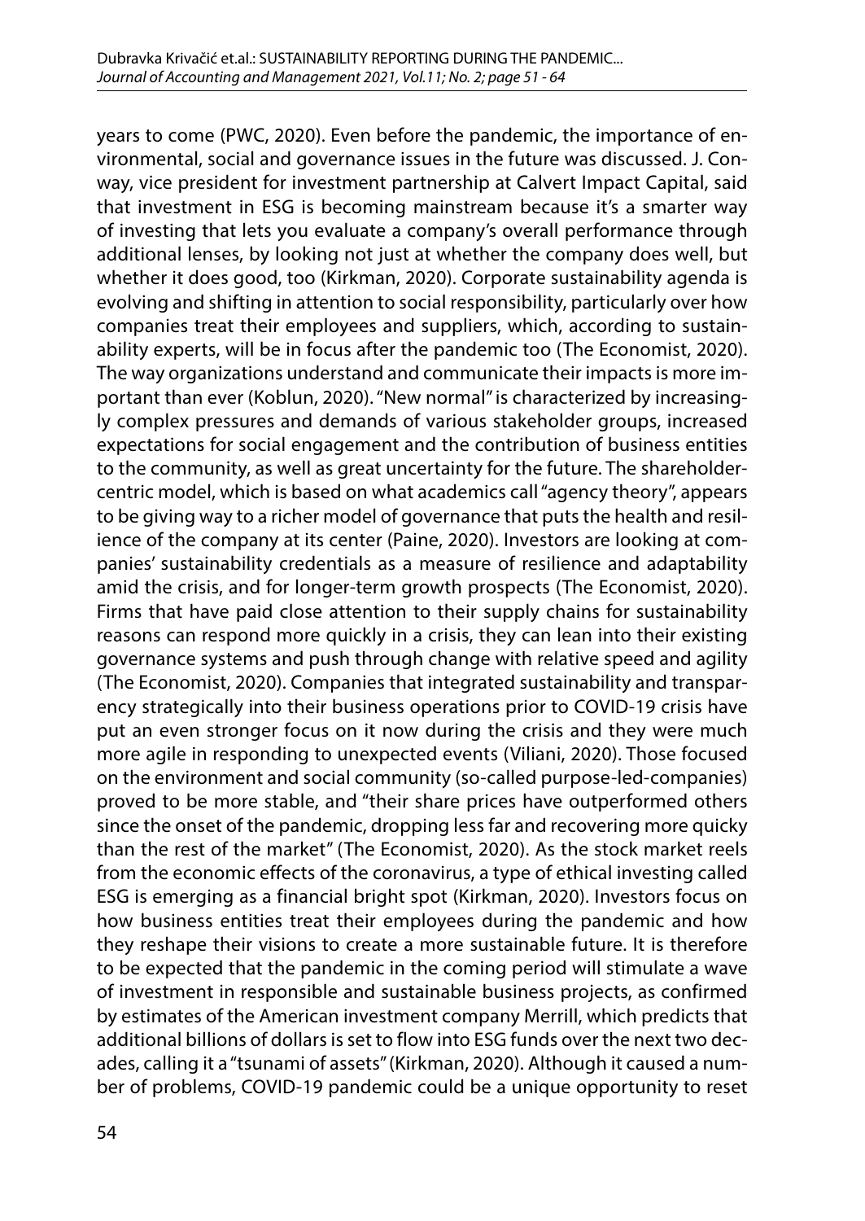years to come (PWC, 2020). Even before the pandemic, the importance of environmental, social and governance issues in the future was discussed. J. Conway, vice president for investment partnership at Calvert Impact Capital, said that investment in ESG is becoming mainstream because it's a smarter way of investing that lets you evaluate a company's overall performance through additional lenses, by looking not just at whether the company does well, but whether it does good, too (Kirkman, 2020). Corporate sustainability agenda is evolving and shifting in attention to social responsibility, particularly over how companies treat their employees and suppliers, which, according to sustainability experts, will be in focus after the pandemic too (The Economist, 2020). The way organizations understand and communicate their impacts is more important than ever (Koblun, 2020). "New normal" is characterized by increasingly complex pressures and demands of various stakeholder groups, increased expectations for social engagement and the contribution of business entities to the community, as well as great uncertainty for the future. The shareholder-centric model, which is based on what academics call "agency theory", appears to be giving way to a richer model of governance that puts the health and resilience of the company at its center (Paine, 2020). Investors are looking at companies' sustainability credentials as a measure of resilience and adaptability amid the crisis, and for longer-term growth prospects (The Economist, 2020). Firms that have paid close attention to their supply chains for sustainability reasons can respond more quickly in a crisis, they can lean into their existing governance systems and push through change with relative speed and agility (The Economist, 2020). Companies that integrated sustainability and transparency strategically into their business operations prior to COVID-19 crisis have put an even stronger focus on it now during the crisis and they were much more agile in responding to unexpected events (Viliani, 2020). Those focused on the environment and social community (so-called purpose-led-companies) proved to be more stable, and "their share prices have outperformed others since the onset of the pandemic, dropping less far and recovering more quicky than the rest of the market" (The Economist, 2020). As the stock market reels from the economic effects of the coronavirus, a type of ethical investing called ESG is emerging as a financial bright spot (Kirkman, 2020). Investors focus on how business entities treat their employees during the pandemic and how they reshape their visions to create a more sustainable future. It is therefore to be expected that the pandemic in the coming period will stimulate a wave of investment in responsible and sustainable business projects, as confirmed by estimates of the American investment company Merrill, which predicts that additional billions of dollars is set to flow into ESG funds over the next two decades, calling it a "tsunami of assets" (Kirkman, 2020). Although it caused a number of problems, COVID-19 pandemic could be a unique opportunity to reset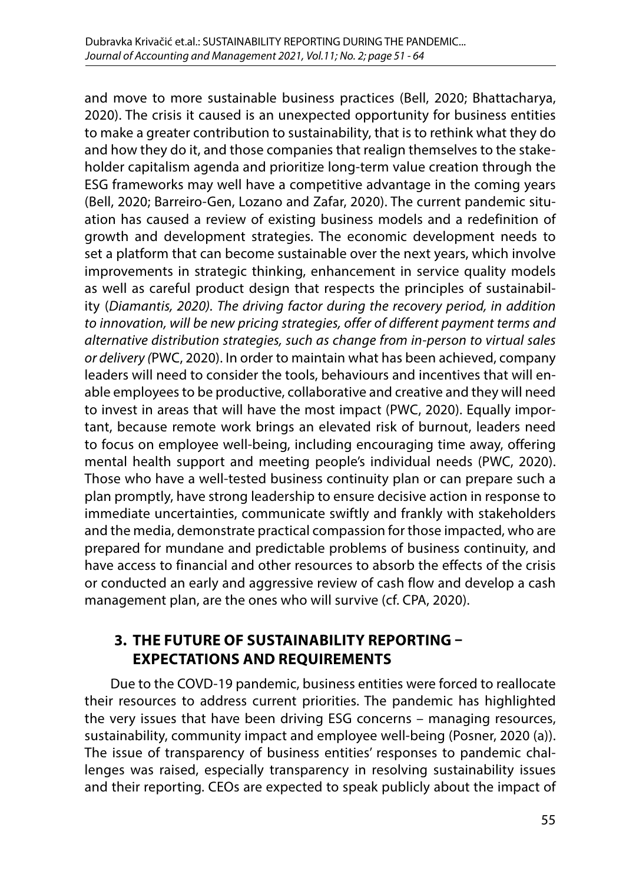and move to more sustainable business practices (Bell, 2020; Bhattacharya, 2020). The crisis it caused is an unexpected opportunity for business entities to make a greater contribution to sustainability, that is to rethink what they do and how they do it, and those companies that realign themselves to the stakeholder capitalism agenda and prioritize long-term value creation through the ESG frameworks may well have a competitive advantage in the coming years (Bell, 2020; Barreiro-Gen, Lozano and Zafar, 2020). The current pandemic situation has caused a review of existing business models and a redefinition of growth and development strategies. The economic development needs to set a platform that can become sustainable over the next years, which involve improvements in strategic thinking, enhancement in service quality models as well as careful product design that respects the principles of sustainability (*Diamantis, 2020). The driving factor during the recovery period, in addition to innovation, will be new pricing strategies, offer of different payment terms and alternative distribution strategies, such as change from in-person to virtual sales or delivery (*PWC, 2020). In order to maintain what has been achieved, company leaders will need to consider the tools, behaviours and incentives that will enable employees to be productive, collaborative and creative and they will need to invest in areas that will have the most impact (PWC, 2020). Equally important, because remote work brings an elevated risk of burnout, leaders need to focus on employee well-being, including encouraging time away, offering mental health support and meeting people's individual needs (PWC, 2020). Those who have a well-tested business continuity plan or can prepare such a plan promptly, have strong leadership to ensure decisive action in response to immediate uncertainties, communicate swiftly and frankly with stakeholders and the media, demonstrate practical compassion for those impacted, who are prepared for mundane and predictable problems of business continuity, and have access to financial and other resources to absorb the effects of the crisis or conducted an early and aggressive review of cash flow and develop a cash management plan, are the ones who will survive (cf. CPA, 2020).

## 3. THE FUTURE OF SUSTAINABILITY REPORTING – EXPECTATIONS AND REQUIREMENTS

Due to the COVD-19 pandemic, business entities were forced to reallocate their resources to address current priorities. The pandemic has highlighted the very issues that have been driving ESG concerns – managing resources, sustainability, community impact and employee well-being (Posner, 2020 (a)). The issue of transparency of business entities' responses to pandemic challenges was raised, especially transparency in resolving sustainability issues and their reporting. CEOs are expected to speak publicly about the impact of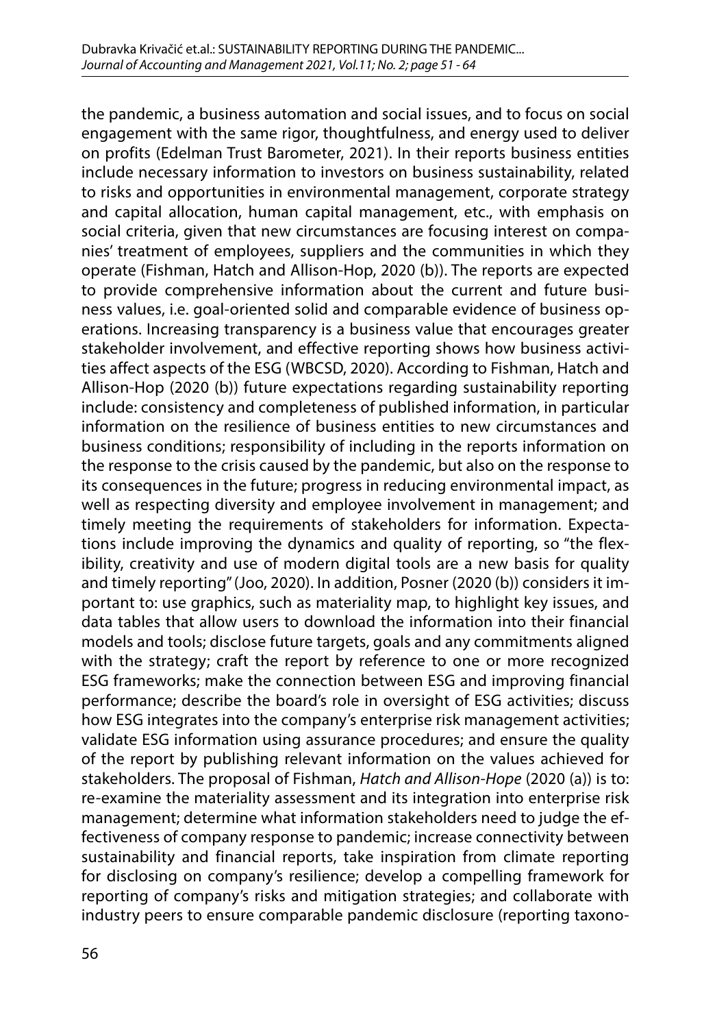the pandemic, a business automation and social issues, and to focus on social engagement with the same rigor, thoughtfulness, and energy used to deliver on profits (Edelman Trust Barometer, 2021). In their reports business entities include necessary information to investors on business sustainability, related to risks and opportunities in environmental management, corporate strategy and capital allocation, human capital management, etc., with emphasis on social criteria, given that new circumstances are focusing interest on companies' treatment of employees, suppliers and the communities in which they operate (Fishman, Hatch and Allison-Hop, 2020 (b)). The reports are expected to provide comprehensive information about the current and future business values, i.e. goal-oriented solid and comparable evidence of business operations. Increasing transparency is a business value that encourages greater stakeholder involvement, and effective reporting shows how business activities affect aspects of the ESG (WBCSD, 2020). According to Fishman, Hatch and Allison-Hop (2020 (b)) future expectations regarding sustainability reporting include: consistency and completeness of published information, in particular information on the resilience of business entities to new circumstances and business conditions; responsibility of including in the reports information on the response to the crisis caused by the pandemic, but also on the response to its consequences in the future; progress in reducing environmental impact, as well as respecting diversity and employee involvement in management; and timely meeting the requirements of stakeholders for information. Expectations include improving the dynamics and quality of reporting, so "the flexibility, creativity and use of modern digital tools are a new basis for quality and timely reporting" (Joo, 2020). In addition, Posner (2020 (b)) considers it important to: use graphics, such as materiality map, to highlight key issues, and data tables that allow users to download the information into their financial models and tools; disclose future targets, goals and any commitments aligned with the strategy; craft the report by reference to one or more recognized ESG frameworks; make the connection between ESG and improving financial performance; describe the board's role in oversight of ESG activities; discuss how ESG integrates into the company's enterprise risk management activities; validate ESG information using assurance procedures; and ensure the quality of the report by publishing relevant information on the values achieved for stakeholders. The proposal of Fishman, *Hatch and Allison-Hope* (2020 (a)) is to: re-examine the materiality assessment and its integration into enterprise risk management; determine what information stakeholders need to judge the effectiveness of company response to pandemic; increase connectivity between sustainability and financial reports, take inspiration from climate reporting for disclosing on company's resilience; develop a compelling framework for reporting of company's risks and mitigation strategies; and collaborate with industry peers to ensure comparable pandemic disclosure (reporting taxono-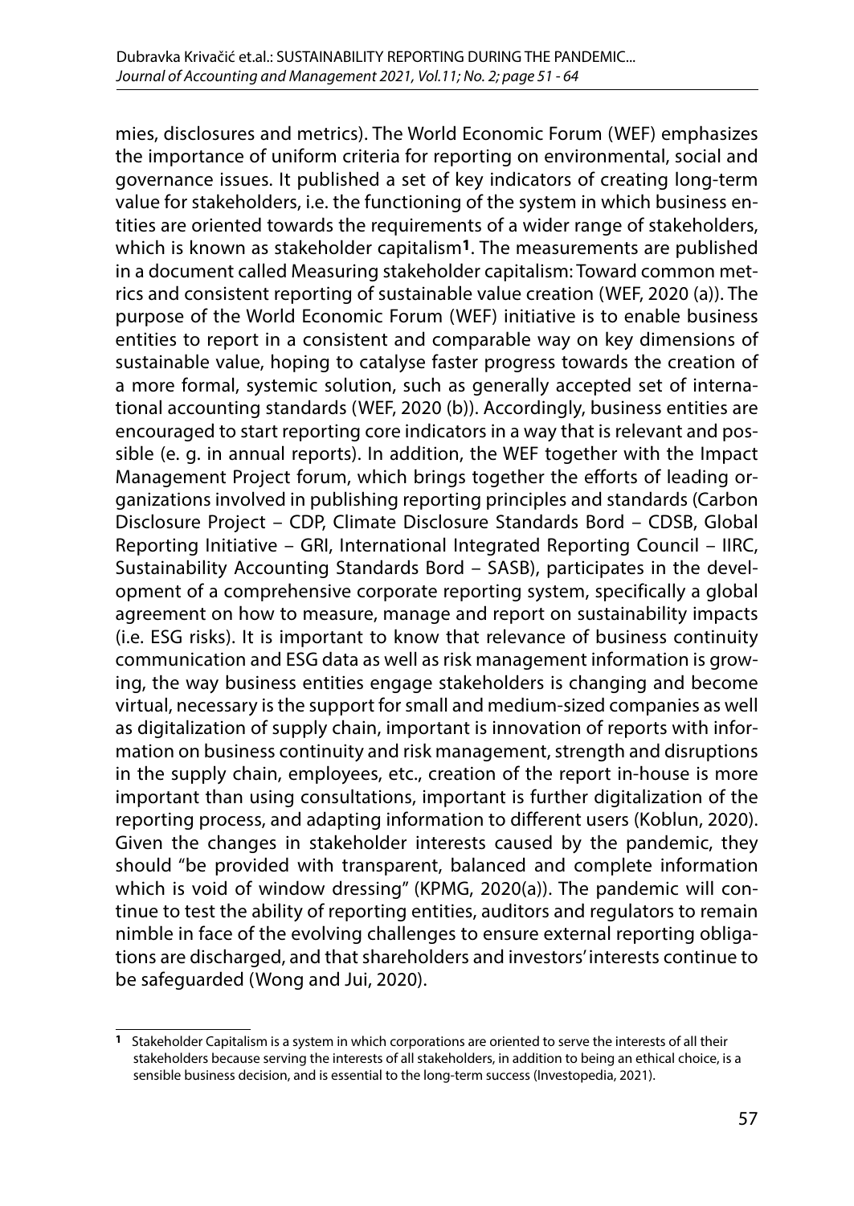mies, disclosures and metrics). The World Economic Forum (WEF) emphasizes the importance of uniform criteria for reporting on environmental, social and governance issues. It published a set of key indicators of creating long-term value for stakeholders, i.e. the functioning of the system in which business entities are oriented towards the requirements of a wider range of stakeholders, which is known as stakeholder capitalism[1]. The measurements are published in a document called Measuring stakeholder capitalism: Toward common metrics and consistent reporting of sustainable value creation (WEF, 2020 (a)). The purpose of the World Economic Forum (WEF) initiative is to enable business entities to report in a consistent and comparable way on key dimensions of sustainable value, hoping to catalyse faster progress towards the creation of a more formal, systemic solution, such as generally accepted set of international accounting standards (WEF, 2020 (b)). Accordingly, business entities are encouraged to start reporting core indicators in a way that is relevant and possible (e. g. in annual reports). In addition, the WEF together with the Impact Management Project forum, which brings together the efforts of leading organizations involved in publishing reporting principles and standards (Carbon Disclosure Project – CDP, Climate Disclosure Standards Bord – CDSB, Global Reporting Initiative – GRI, International Integrated Reporting Council – IIRC, Sustainability Accounting Standards Bord – SASB), participates in the development of a comprehensive corporate reporting system, specifically a global agreement on how to measure, manage and report on sustainability impacts (i.e. ESG risks). It is important to know that relevance of business continuity communication and ESG data as well as risk management information is growing, the way business entities engage stakeholders is changing and become virtual, necessary is the support for small and medium-sized companies as well as digitalization of supply chain, important is innovation of reports with information on business continuity and risk management, strength and disruptions in the supply chain, employees, etc., creation of the report in-house is more important than using consultations, important is further digitalization of the reporting process, and adapting information to different users (Koblun, 2020). Given the changes in stakeholder interests caused by the pandemic, they should "be provided with transparent, balanced and complete information which is void of window dressing" (KPMG, 2020(a)). The pandemic will continue to test the ability of reporting entities, auditors and regulators to remain nimble in face of the evolving challenges to ensure external reporting obligations are discharged, and that shareholders and investors' interests continue to be safeguarded (Wong and Jui, 2020).

[1] Stakeholder Capitalism is a system in which corporations are oriented to serve the interests of all their stakeholders because serving the interests of all stakeholders, in addition to being an ethical choice, is a sensible business decision, and is essential to the long-term success (Investopedia, 2021).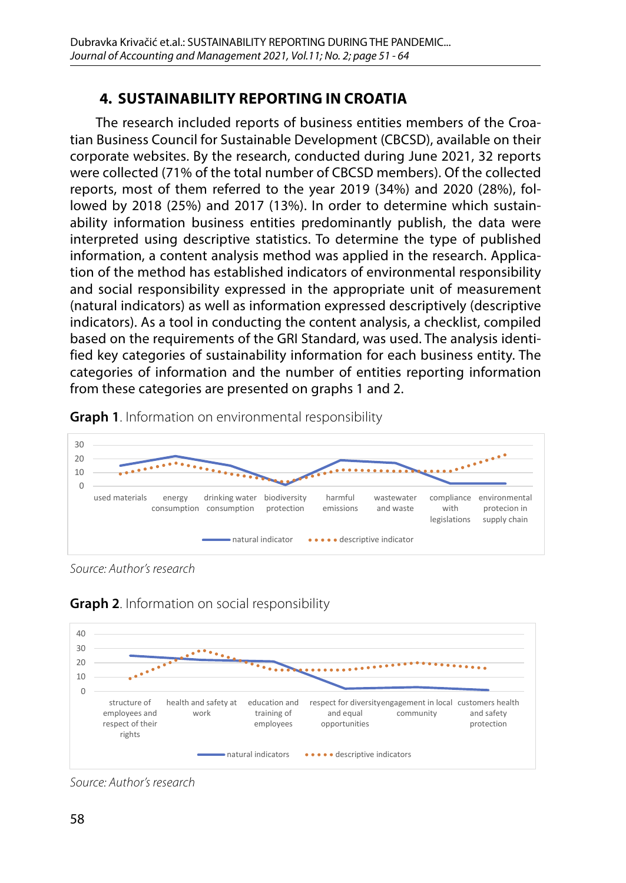## 4. SUSTAINABILITY REPORTING IN CROATIA

The research included reports of business entities members of the Croatian Business Council for Sustainable Development (CBCSD), available on their corporate websites. By the research, conducted during June 2021, 32 reports were collected (71% of the total number of CBCSD members). Of the collected reports, most of them referred to the year 2019 (34%) and 2020 (28%), followed by 2018 (25%) and 2017 (13%). In order to determine which sustainability information business entities predominantly publish, the data were interpreted using descriptive statistics. To determine the type of published information, a content analysis method was applied in the research. Application of the method has established indicators of environmental responsibility and social responsibility expressed in the appropriate unit of measurement (natural indicators) as well as information expressed descriptively (descriptive indicators). As a tool in conducting the content analysis, a checklist, compiled based on the requirements of the GRI Standard, was used. The analysis identified key categories of sustainability information for each business entity. The categories of information and the number of entities reporting information from these categories are presented on graphs 1 and 2.

**Graph 1**. Information on environmental responsibility

*Source: Author's research*

**Graph 2**. Information on social responsibility

*Source: Author's research*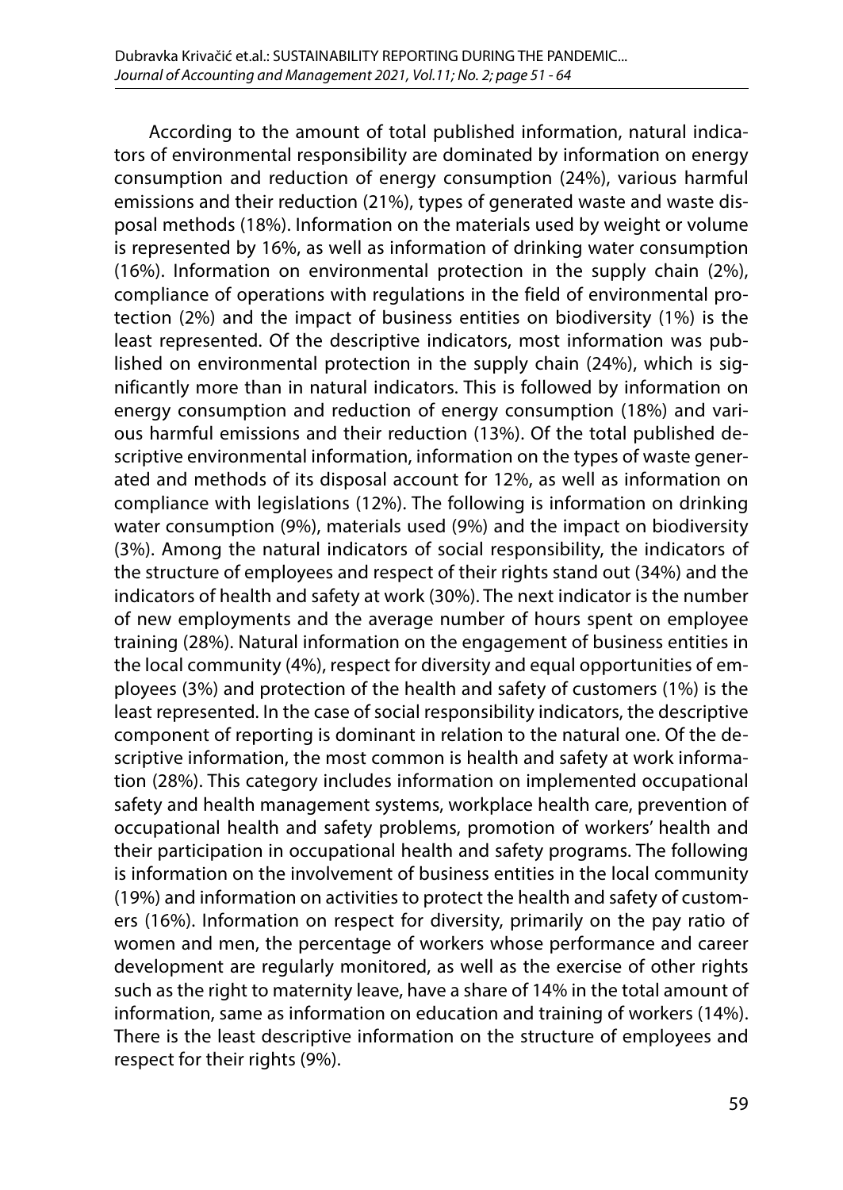According to the amount of total published information, natural indicators of environmental responsibility are dominated by information on energy consumption and reduction of energy consumption (24%), various harmful emissions and their reduction (21%), types of generated waste and waste disposal methods (18%). Information on the materials used by weight or volume is represented by 16%, as well as information of drinking water consumption (16%). Information on environmental protection in the supply chain (2%), compliance of operations with regulations in the field of environmental protection (2%) and the impact of business entities on biodiversity (1%) is the least represented. Of the descriptive indicators, most information was published on environmental protection in the supply chain (24%), which is significantly more than in natural indicators. This is followed by information on energy consumption and reduction of energy consumption (18%) and various harmful emissions and their reduction (13%). Of the total published descriptive environmental information, information on the types of waste generated and methods of its disposal account for 12%, as well as information on compliance with legislations (12%). The following is information on drinking water consumption (9%), materials used (9%) and the impact on biodiversity (3%). Among the natural indicators of social responsibility, the indicators of the structure of employees and respect of their rights stand out (34%) and the indicators of health and safety at work (30%). The next indicator is the number of new employments and the average number of hours spent on employee training (28%). Natural information on the engagement of business entities in the local community (4%), respect for diversity and equal opportunities of employees (3%) and protection of the health and safety of customers (1%) is the least represented. In the case of social responsibility indicators, the descriptive component of reporting is dominant in relation to the natural one. Of the descriptive information, the most common is health and safety at work information (28%). This category includes information on implemented occupational safety and health management systems, workplace health care, prevention of occupational health and safety problems, promotion of workers' health and their participation in occupational health and safety programs. The following is information on the involvement of business entities in the local community (19%) and information on activities to protect the health and safety of customers (16%). Information on respect for diversity, primarily on the pay ratio of women and men, the percentage of workers whose performance and career development are regularly monitored, as well as the exercise of other rights such as the right to maternity leave, have a share of 14% in the total amount of information, same as information on education and training of workers (14%). There is the least descriptive information on the structure of employees and respect for their rights (9%).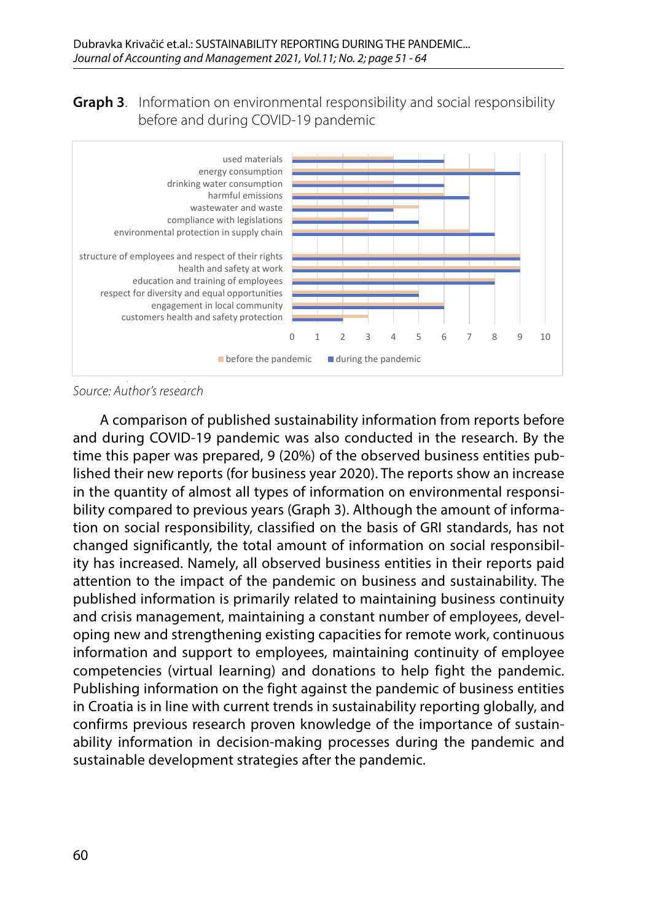**Graph 3**. Information on environmental responsibility and social responsibility before and during COVID-19 pandemic

| | before the pandemic | during the pandemic |
|---|---|---|
| used materials | 4 | 6 |
| energy consumption | 8 | 9 |
| drinking water consumption | 4 | 6 |
| harmful emissions | 6 | 7 |
| wastewater and waste | 5 | 4 |
| compliance with legislations | 3 | 5 |
| environmental protection in supply chain | 7 | 8 |
| structure of employees and respect of their rights | 9 | 9 |
| health and safety at work | 9 | 9 |
| education and training of employees | 8 | 8 |
| respect for diversity and equal opportunities | 5 | 5 |
| engagement in local community | 6 | 6 |
| customers health and safety protection | 3 | 2 |

*Source: Author's research*

A comparison of published sustainability information from reports before and during COVID-19 pandemic was also conducted in the research. By the time this paper was prepared, 9 (20%) of the observed business entities published their new reports (for business year 2020). The reports show an increase in the quantity of almost all types of information on environmental responsibility compared to previous years (Graph 3). Although the amount of information on social responsibility, classified on the basis of GRI standards, has not changed significantly, the total amount of information on social responsibility has increased. Namely, all observed business entities in their reports paid attention to the impact of the pandemic on business and sustainability. The published information is primarily related to maintaining business continuity and crisis management, maintaining a constant number of employees, developing new and strengthening existing capacities for remote work, continuous information and support to employees, maintaining continuity of employee competencies (virtual learning) and donations to help fight the pandemic. Publishing information on the fight against the pandemic of business entities in Croatia is in line with current trends in sustainability reporting globally, and confirms previous research proven knowledge of the importance of sustainability information in decision-making processes during the pandemic and sustainable development strategies after the pandemic.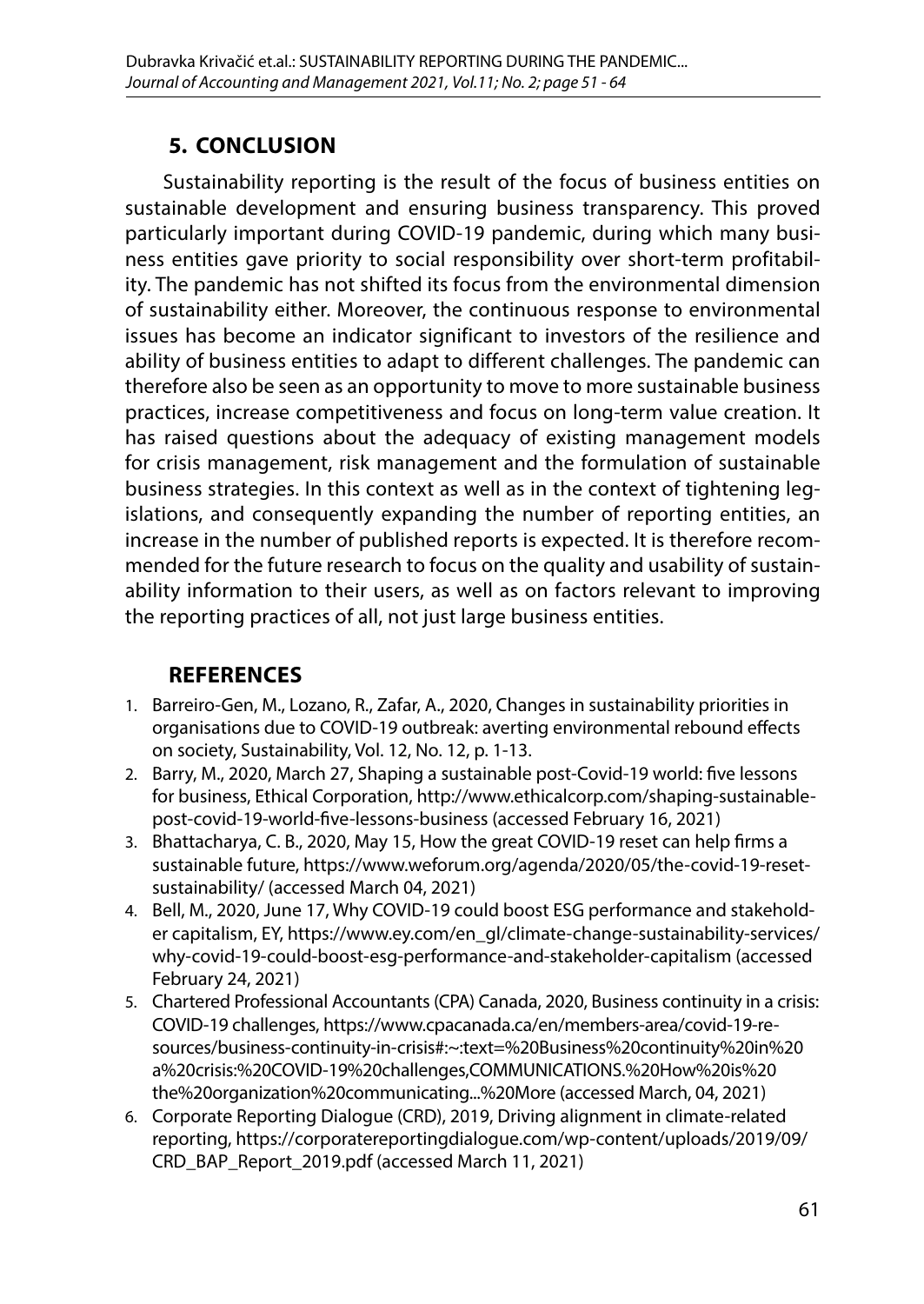## 5. CONCLUSION

Sustainability reporting is the result of the focus of business entities on sustainable development and ensuring business transparency. This proved particularly important during COVID-19 pandemic, during which many business entities gave priority to social responsibility over short-term profitability. The pandemic has not shifted its focus from the environmental dimension of sustainability either. Moreover, the continuous response to environmental issues has become an indicator significant to investors of the resilience and ability of business entities to adapt to different challenges. The pandemic can therefore also be seen as an opportunity to move to more sustainable business practices, increase competitiveness and focus on long-term value creation. It has raised questions about the adequacy of existing management models for crisis management, risk management and the formulation of sustainable business strategies. In this context as well as in the context of tightening legislations, and consequently expanding the number of reporting entities, an increase in the number of published reports is expected. It is therefore recommended for the future research to focus on the quality and usability of sustainability information to their users, as well as on factors relevant to improving the reporting practices of all, not just large business entities.

## REFERENCES

1. Barreiro-Gen, M., Lozano, R., Zafar, A., 2020, Changes in sustainability priorities in organisations due to COVID-19 outbreak: averting environmental rebound effects on society, Sustainability, Vol. 12, No. 12, p. 1-13.
2. Barry, M., 2020, March 27, Shaping a sustainable post-Covid-19 world: five lessons for business, Ethical Corporation, http://www.ethicalcorp.com/shaping-sustainable-post-covid-19-world-five-lessons-business (accessed February 16, 2021)
3. Bhattacharya, C. B., 2020, May 15, How the great COVID-19 reset can help firms a sustainable future, https://www.weforum.org/agenda/2020/05/the-covid-19-reset-sustainability/ (accessed March 04, 2021)
4. Bell, M., 2020, June 17, Why COVID-19 could boost ESG performance and stakeholder capitalism, EY, https://www.ey.com/en_gl/climate-change-sustainability-services/why-covid-19-could-boost-esg-performance-and-stakeholder-capitalism (accessed February 24, 2021)
5. Chartered Professional Accountants (CPA) Canada, 2020, Business continuity in a crisis: COVID-19 challenges, https://www.cpacanada.ca/en/members-area/covid-19-resources/business-continuity-in-crisis#:~:text=%20Business%20continuity%20in%20a%20crisis:%20COVID-19%20challenges,COMMUNICATIONS.%20How%20is%20the%20organization%20communicating...%20More (accessed March, 04, 2021)
6. Corporate Reporting Dialogue (CRD), 2019, Driving alignment in climate-related reporting, https://corporatereportingdialogue.com/wp-content/uploads/2019/09/CRD_BAP_Report_2019.pdf (accessed March 11, 2021)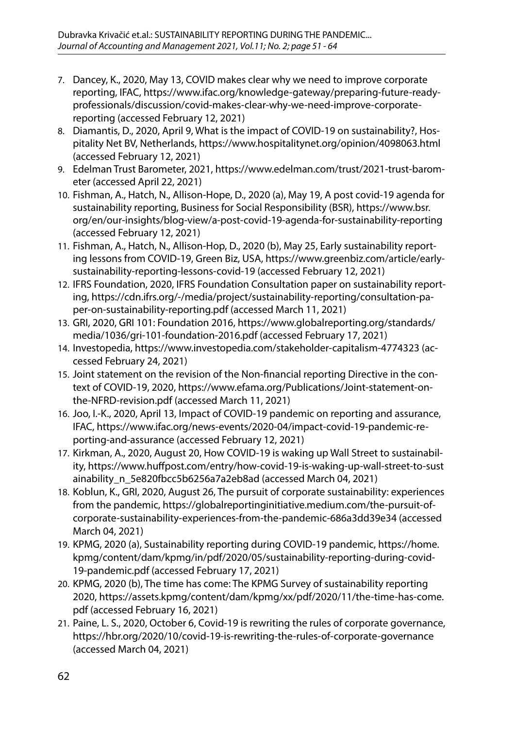7. Dancey, K., 2020, May 13, COVID makes clear why we need to improve corporate reporting, IFAC, https://www.ifac.org/knowledge-gateway/preparing-future-ready-professionals/discussion/covid-makes-clear-why-we-need-improve-corporate-reporting (accessed February 12, 2021)
8. Diamantis, D., 2020, April 9, What is the impact of COVID-19 on sustainability?, Hospitality Net BV, Netherlands, https://www.hospitalitynet.org/opinion/4098063.html (accessed February 12, 2021)
9. Edelman Trust Barometer, 2021, https://www.edelman.com/trust/2021-trust-barometer (accessed April 22, 2021)
10. Fishman, A., Hatch, N., Allison-Hope, D., 2020 (a), May 19, A post covid-19 agenda for sustainability reporting, Business for Social Responsibility (BSR), https://www.bsr.org/en/our-insights/blog-view/a-post-covid-19-agenda-for-sustainability-reporting (accessed February 12, 2021)
11. Fishman, A., Hatch, N., Allison-Hop, D., 2020 (b), May 25, Early sustainability reporting lessons from COVID-19, Green Biz, USA, https://www.greenbiz.com/article/early-sustainability-reporting-lessons-covid-19 (accessed February 12, 2021)
12. IFRS Foundation, 2020, IFRS Foundation Consultation paper on sustainability reporting, https://cdn.ifrs.org/-/media/project/sustainability-reporting/consultation-paper-on-sustainability-reporting.pdf (accessed March 11, 2021)
13. GRI, 2020, GRI 101: Foundation 2016, https://www.globalreporting.org/standards/media/1036/gri-101-foundation-2016.pdf (accessed February 17, 2021)
14. Investopedia, https://www.investopedia.com/stakeholder-capitalism-4774323 (accessed February 24, 2021)
15. Joint statement on the revision of the Non-financial reporting Directive in the context of COVID-19, 2020, https://www.efama.org/Publications/Joint-statement-on-the-NFRD-revision.pdf (accessed March 11, 2021)
16. Joo, I.-K., 2020, April 13, Impact of COVID-19 pandemic on reporting and assurance, IFAC, https://www.ifac.org/news-events/2020-04/impact-covid-19-pandemic-reporting-and-assurance (accessed February 12, 2021)
17. Kirkman, A., 2020, August 20, How COVID-19 is waking up Wall Street to sustainability, https://www.huffpost.com/entry/how-covid-19-is-waking-up-wall-street-to-sustainability_n_5e820fbcc5b6256a7a2eb8ad (accessed March 04, 2021)
18. Koblun, K., GRI, 2020, August 26, The pursuit of corporate sustainability: experiences from the pandemic, https://globalreportinginitiative.medium.com/the-pursuit-of-corporate-sustainability-experiences-from-the-pandemic-686a3dd39e34 (accessed March 04, 2021)
19. KPMG, 2020 (a), Sustainability reporting during COVID-19 pandemic, https://home.kpmg/content/dam/kpmg/in/pdf/2020/05/sustainability-reporting-during-covid-19-pandemic.pdf (accessed February 17, 2021)
20. KPMG, 2020 (b), The time has come: The KPMG Survey of sustainability reporting 2020, https://assets.kpmg/content/dam/kpmg/xx/pdf/2020/11/the-time-has-come.pdf (accessed February 16, 2021)
21. Paine, L. S., 2020, October 6, Covid-19 is rewriting the rules of corporate governance, https://hbr.org/2020/10/covid-19-is-rewriting-the-rules-of-corporate-governance (accessed March 04, 2021)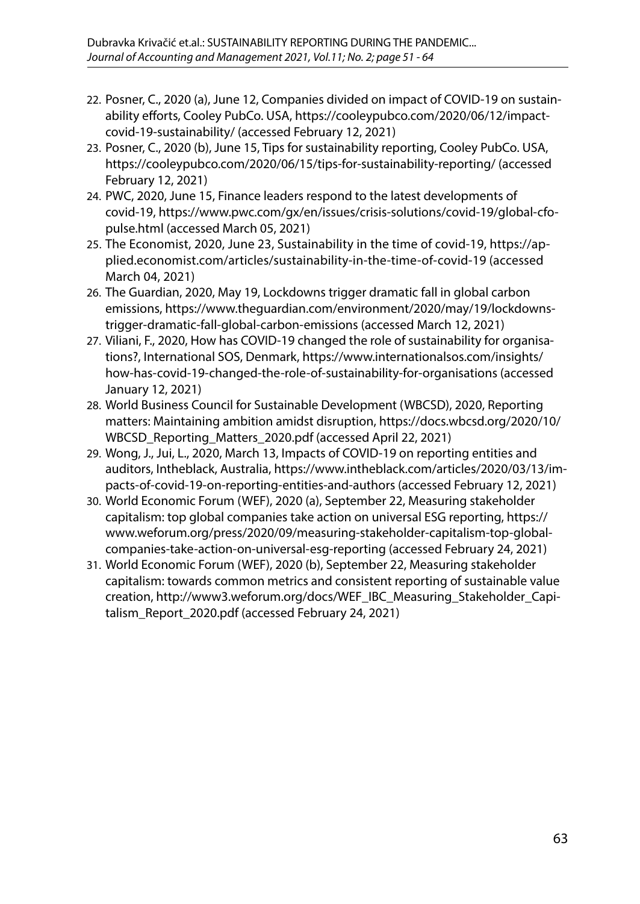22. Posner, C., 2020 (a), June 12, Companies divided on impact of COVID-19 on sustainability efforts, Cooley PubCo. USA, https://cooleypubco.com/2020/06/12/impact-covid-19-sustainability/ (accessed February 12, 2021)
23. Posner, C., 2020 (b), June 15, Tips for sustainability reporting, Cooley PubCo. USA, https://cooleypubco.com/2020/06/15/tips-for-sustainability-reporting/ (accessed February 12, 2021)
24. PWC, 2020, June 15, Finance leaders respond to the latest developments of covid-19, https://www.pwc.com/gx/en/issues/crisis-solutions/covid-19/global-cfo-pulse.html (accessed March 05, 2021)
25. The Economist, 2020, June 23, Sustainability in the time of covid-19, https://applied.economist.com/articles/sustainability-in-the-time-of-covid-19 (accessed March 04, 2021)
26. The Guardian, 2020, May 19, Lockdowns trigger dramatic fall in global carbon emissions, https://www.theguardian.com/environment/2020/may/19/lockdowns-trigger-dramatic-fall-global-carbon-emissions (accessed March 12, 2021)
27. Viliani, F., 2020, How has COVID-19 changed the role of sustainability for organisations?, International SOS, Denmark, https://www.internationalsos.com/insights/how-has-covid-19-changed-the-role-of-sustainability-for-organisations (accessed January 12, 2021)
28. World Business Council for Sustainable Development (WBCSD), 2020, Reporting matters: Maintaining ambition amidst disruption, https://docs.wbcsd.org/2020/10/WBCSD_Reporting_Matters_2020.pdf (accessed April 22, 2021)
29. Wong, J., Jui, L., 2020, March 13, Impacts of COVID-19 on reporting entities and auditors, Intheblack, Australia, https://www.intheblack.com/articles/2020/03/13/impacts-of-covid-19-on-reporting-entities-and-authors (accessed February 12, 2021)
30. World Economic Forum (WEF), 2020 (a), September 22, Measuring stakeholder capitalism: top global companies take action on universal ESG reporting, https://www.weforum.org/press/2020/09/measuring-stakeholder-capitalism-top-global-companies-take-action-on-universal-esg-reporting (accessed February 24, 2021)
31. World Economic Forum (WEF), 2020 (b), September 22, Measuring stakeholder capitalism: towards common metrics and consistent reporting of sustainable value creation, http://www3.weforum.org/docs/WEF_IBC_Measuring_Stakeholder_Capitalism_Report_2020.pdf (accessed February 24, 2021)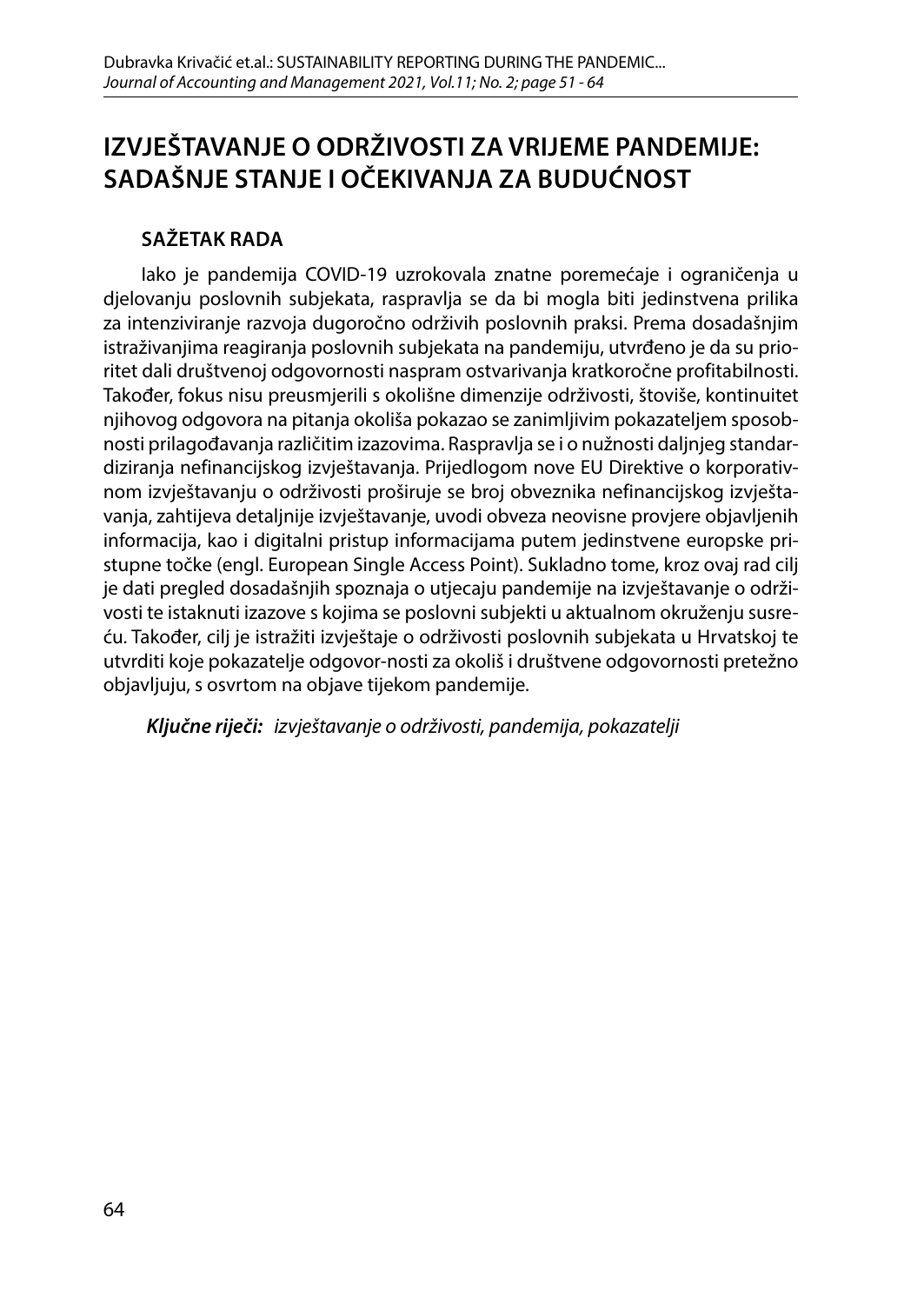# IZVJEŠTAVANJE O ODRŽIVOSTI ZA VRIJEME PANDEMIJE: SADAŠNJE STANJE I OČEKIVANJA ZA BUDUĆNOST

## SAŽETAK RADA

Iako je pandemija COVID-19 uzrokovala znatne poremećaje i ograničenja u djelovanju poslovnih subjekata, raspravlja se da bi mogla biti jedinstvena prilika za intenziviranje razvoja dugoročno održivih poslovnih praksi. Prema dosadašnjim istraživanjima reagiranja poslovnih subjekata na pandemiju, utvrđeno je da su prioritet dali društvenoj odgovornosti naspram ostvarivanja kratkoročne profitabilnosti. Također, fokus nisu preusmjerili s okolišne dimenzije održivosti, štoviše, kontinuitet njihovog odgovora na pitanja okoliša pokazao se zanimljivim pokazateljem sposobnosti prilagođavanja različitim izazovima. Raspravlja se i o nužnosti daljnjeg standardiziranja nefinancijskog izvještavanja. Prijedlogom nove EU Direktive o korporativnom izvještavanju o održivosti proširuje se broj obveznika nefinancijskog izvještavanja, zahtijeva detaljnije izvještavanje, uvodi obveza neovisne provjere objavljenih informacija, kao i digitalni pristup informacijama putem jedinstvene europske pristupne točke (engl. European Single Access Point). Sukladno tome, kroz ovaj rad cilj je dati pregled dosadašnjih spoznaja o utjecaju pandemije na izvještavanje o održivosti te istaknuti izazove s kojima se poslovni subjekti u aktualnom okruženju susreću. Također, cilj je istražiti izvještaje o održivosti poslovnih subjekata u Hrvatskoj te utvrditi koje pokazatelje odgovor-nosti za okoliš i društvene odgovornosti pretežno objavljuju, s osvrtom na objave tijekom pandemije.

**Ključne riječi:** *izvještavanje o održivosti, pandemija, pokazatelji*